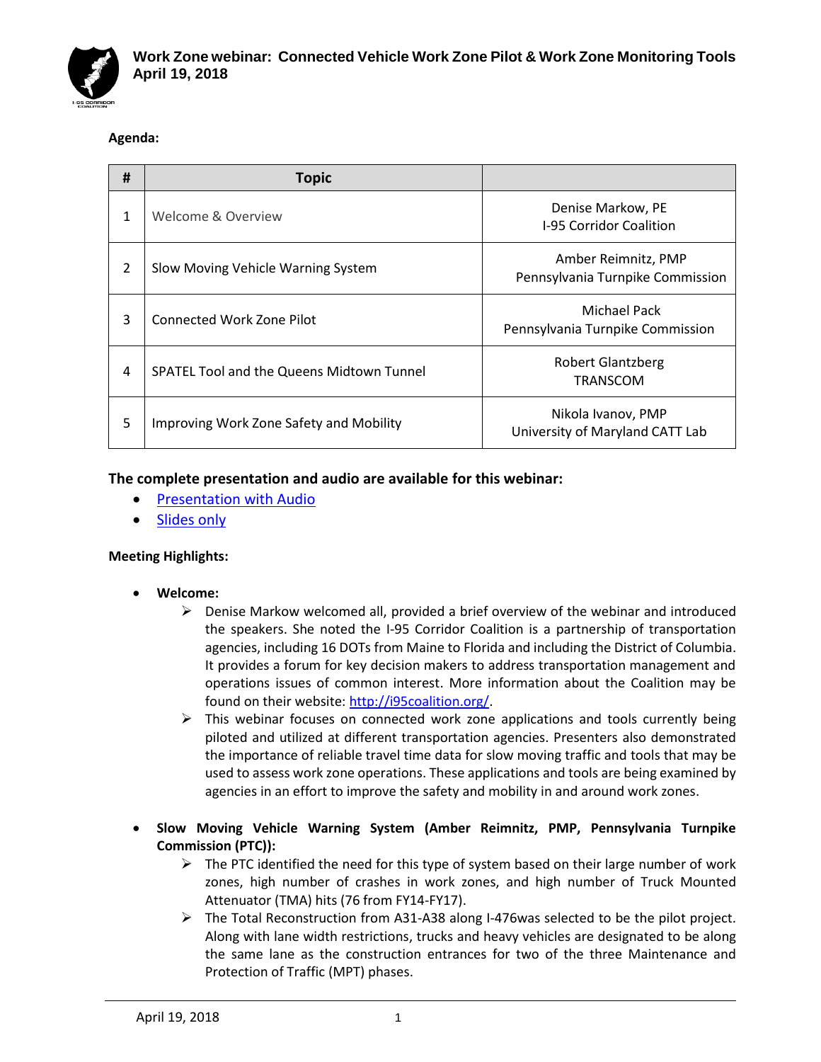# Work Zone webinar: Connected Vehicle Work Zone Pilot & Work Zone Monitoring Tools
## April 19, 2018

**Agenda:**

| # | Topic | |
|---|---|---|
| 1 | Welcome & Overview | Denise Markow, PE<br>I-95 Corridor Coalition |
| 2 | Slow Moving Vehicle Warning System | Amber Reimnitz, PMP<br>Pennsylvania Turnpike Commission |
| 3 | Connected Work Zone Pilot | Michael Pack<br>Pennsylvania Turnpike Commission |
| 4 | SPATEL Tool and the Queens Midtown Tunnel | Robert Glantzberg<br>TRANSCOM |
| 5 | Improving Work Zone Safety and Mobility | Nikola Ivanov, PMP<br>University of Maryland CATT Lab |

**The complete presentation and audio are available for this webinar:**

- Presentation with Audio
- Slides only

**Meeting Highlights:**

- **Welcome:**
  - Denise Markow welcomed all, provided a brief overview of the webinar and introduced the speakers. She noted the I-95 Corridor Coalition is a partnership of transportation agencies, including 16 DOTs from Maine to Florida and including the District of Columbia. It provides a forum for key decision makers to address transportation management and operations issues of common interest. More information about the Coalition may be found on their website: http://i95coalition.org/.
  - This webinar focuses on connected work zone applications and tools currently being piloted and utilized at different transportation agencies. Presenters also demonstrated the importance of reliable travel time data for slow moving traffic and tools that may be used to assess work zone operations. These applications and tools are being examined by agencies in an effort to improve the safety and mobility in and around work zones.

- **Slow Moving Vehicle Warning System (Amber Reimnitz, PMP, Pennsylvania Turnpike Commission (PTC)):**
  - The PTC identified the need for this type of system based on their large number of work zones, high number of crashes in work zones, and high number of Truck Mounted Attenuator (TMA) hits (76 from FY14-FY17).
  - The Total Reconstruction from A31-A38 along I-476was selected to be the pilot project. Along with lane width restrictions, trucks and heavy vehicles are designated to be along the same lane as the construction entrances for two of the three Maintenance and Protection of Traffic (MPT) phases.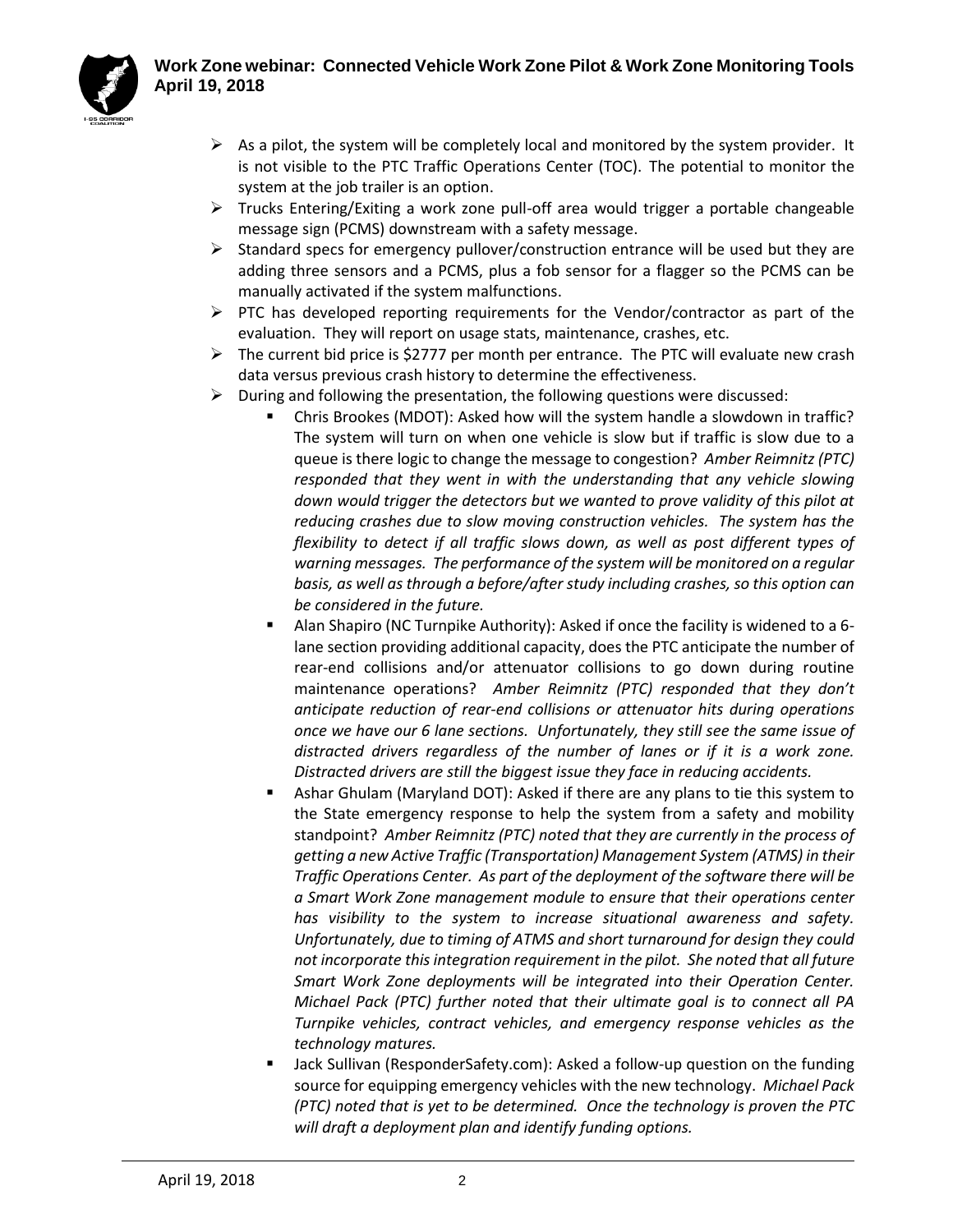- As a pilot, the system will be completely local and monitored by the system provider. It is not visible to the PTC Traffic Operations Center (TOC). The potential to monitor the system at the job trailer is an option.
- Trucks Entering/Exiting a work zone pull-off area would trigger a portable changeable message sign (PCMS) downstream with a safety message.
- Standard specs for emergency pullover/construction entrance will be used but they are adding three sensors and a PCMS, plus a fob sensor for a flagger so the PCMS can be manually activated if the system malfunctions.
- PTC has developed reporting requirements for the Vendor/contractor as part of the evaluation. They will report on usage stats, maintenance, crashes, etc.
- The current bid price is $2777 per month per entrance. The PTC will evaluate new crash data versus previous crash history to determine the effectiveness.
- During and following the presentation, the following questions were discussed:
  - Chris Brookes (MDOT): Asked how will the system handle a slowdown in traffic? The system will turn on when one vehicle is slow but if traffic is slow due to a queue is there logic to change the message to congestion? *Amber Reimnitz (PTC) responded that they went in with the understanding that any vehicle slowing down would trigger the detectors but we wanted to prove validity of this pilot at reducing crashes due to slow moving construction vehicles. The system has the flexibility to detect if all traffic slows down, as well as post different types of warning messages. The performance of the system will be monitored on a regular basis, as well as through a before/after study including crashes, so this option can be considered in the future.*
  - Alan Shapiro (NC Turnpike Authority): Asked if once the facility is widened to a 6-lane section providing additional capacity, does the PTC anticipate the number of rear-end collisions and/or attenuator collisions to go down during routine maintenance operations? *Amber Reimnitz (PTC) responded that they don't anticipate reduction of rear-end collisions or attenuator hits during operations once we have our 6 lane sections. Unfortunately, they still see the same issue of distracted drivers regardless of the number of lanes or if it is a work zone. Distracted drivers are still the biggest issue they face in reducing accidents.*
  - Ashar Ghulam (Maryland DOT): Asked if there are any plans to tie this system to the State emergency response to help the system from a safety and mobility standpoint? *Amber Reimnitz (PTC) noted that they are currently in the process of getting a new Active Traffic (Transportation) Management System (ATMS) in their Traffic Operations Center. As part of the deployment of the software there will be a Smart Work Zone management module to ensure that their operations center has visibility to the system to increase situational awareness and safety. Unfortunately, due to timing of ATMS and short turnaround for design they could not incorporate this integration requirement in the pilot. She noted that all future Smart Work Zone deployments will be integrated into their Operation Center. Michael Pack (PTC) further noted that their ultimate goal is to connect all PA Turnpike vehicles, contract vehicles, and emergency response vehicles as the technology matures.*
  - Jack Sullivan (ResponderSafety.com): Asked a follow-up question on the funding source for equipping emergency vehicles with the new technology. *Michael Pack (PTC) noted that is yet to be determined. Once the technology is proven the PTC will draft a deployment plan and identify funding options.*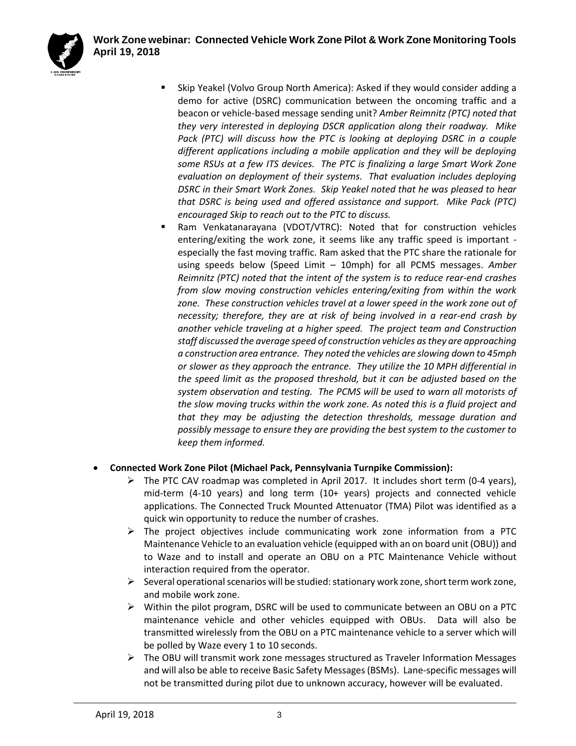- Skip Yeakel (Volvo Group North America): Asked if they would consider adding a demo for active (DSRC) communication between the oncoming traffic and a beacon or vehicle-based message sending unit? *Amber Reimnitz (PTC) noted that they very interested in deploying DSCR application along their roadway. Mike Pack (PTC) will discuss how the PTC is looking at deploying DSRC in a couple different applications including a mobile application and they will be deploying some RSUs at a few ITS devices. The PTC is finalizing a large Smart Work Zone evaluation on deployment of their systems. That evaluation includes deploying DSRC in their Smart Work Zones. Skip Yeakel noted that he was pleased to hear that DSRC is being used and offered assistance and support. Mike Pack (PTC) encouraged Skip to reach out to the PTC to discuss.*
- Ram Venkatanarayana (VDOT/VTRC): Noted that for construction vehicles entering/exiting the work zone, it seems like any traffic speed is important - especially the fast moving traffic. Ram asked that the PTC share the rationale for using speeds below (Speed Limit – 10mph) for all PCMS messages. *Amber Reimnitz (PTC) noted that the intent of the system is to reduce rear-end crashes from slow moving construction vehicles entering/exiting from within the work zone. These construction vehicles travel at a lower speed in the work zone out of necessity; therefore, they are at risk of being involved in a rear-end crash by another vehicle traveling at a higher speed. The project team and Construction staff discussed the average speed of construction vehicles as they are approaching a construction area entrance. They noted the vehicles are slowing down to 45mph or slower as they approach the entrance. They utilize the 10 MPH differential in the speed limit as the proposed threshold, but it can be adjusted based on the system observation and testing. The PCMS will be used to warn all motorists of the slow moving trucks within the work zone. As noted this is a fluid project and that they may be adjusting the detection thresholds, message duration and possibly message to ensure they are providing the best system to the customer to keep them informed.*

- **Connected Work Zone Pilot (Michael Pack, Pennsylvania Turnpike Commission):**
  - The PTC CAV roadmap was completed in April 2017. It includes short term (0-4 years), mid-term (4-10 years) and long term (10+ years) projects and connected vehicle applications. The Connected Truck Mounted Attenuator (TMA) Pilot was identified as a quick win opportunity to reduce the number of crashes.
  - The project objectives include communicating work zone information from a PTC Maintenance Vehicle to an evaluation vehicle (equipped with an on board unit (OBU)) and to Waze and to install and operate an OBU on a PTC Maintenance Vehicle without interaction required from the operator.
  - Several operational scenarios will be studied: stationary work zone, short term work zone, and mobile work zone.
  - Within the pilot program, DSRC will be used to communicate between an OBU on a PTC maintenance vehicle and other vehicles equipped with OBUs. Data will also be transmitted wirelessly from the OBU on a PTC maintenance vehicle to a server which will be polled by Waze every 1 to 10 seconds.
  - The OBU will transmit work zone messages structured as Traveler Information Messages and will also be able to receive Basic Safety Messages (BSMs). Lane-specific messages will not be transmitted during pilot due to unknown accuracy, however will be evaluated.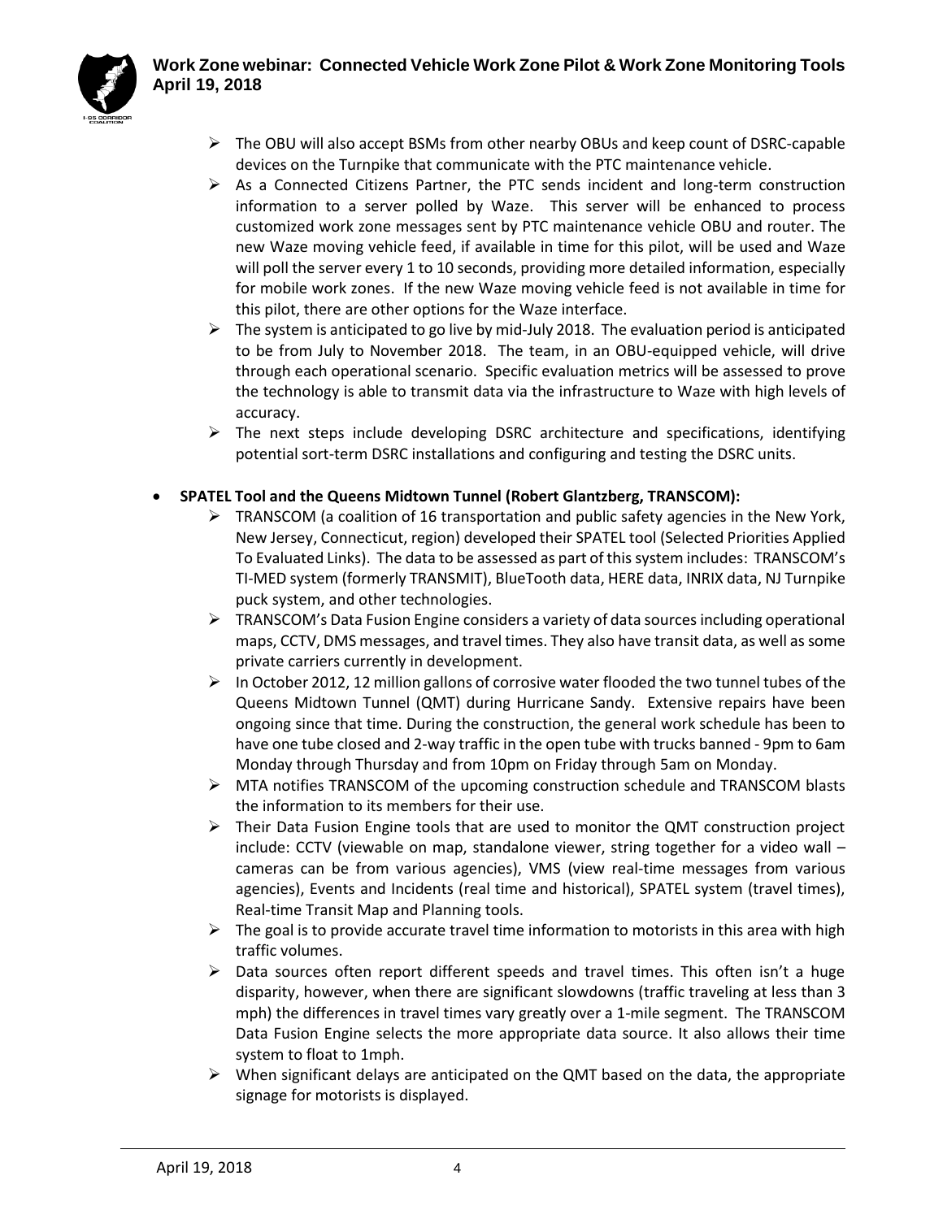- The OBU will also accept BSMs from other nearby OBUs and keep count of DSRC-capable devices on the Turnpike that communicate with the PTC maintenance vehicle.
- As a Connected Citizens Partner, the PTC sends incident and long-term construction information to a server polled by Waze. This server will be enhanced to process customized work zone messages sent by PTC maintenance vehicle OBU and router. The new Waze moving vehicle feed, if available in time for this pilot, will be used and Waze will poll the server every 1 to 10 seconds, providing more detailed information, especially for mobile work zones. If the new Waze moving vehicle feed is not available in time for this pilot, there are other options for the Waze interface.
- The system is anticipated to go live by mid-July 2018. The evaluation period is anticipated to be from July to November 2018. The team, in an OBU-equipped vehicle, will drive through each operational scenario. Specific evaluation metrics will be assessed to prove the technology is able to transmit data via the infrastructure to Waze with high levels of accuracy.
- The next steps include developing DSRC architecture and specifications, identifying potential sort-term DSRC installations and configuring and testing the DSRC units.

- **SPATEL Tool and the Queens Midtown Tunnel (Robert Glantzberg, TRANSCOM):**
  - TRANSCOM (a coalition of 16 transportation and public safety agencies in the New York, New Jersey, Connecticut, region) developed their SPATEL tool (Selected Priorities Applied To Evaluated Links). The data to be assessed as part of this system includes: TRANSCOM's TI-MED system (formerly TRANSMIT), BlueTooth data, HERE data, INRIX data, NJ Turnpike puck system, and other technologies.
  - TRANSCOM's Data Fusion Engine considers a variety of data sources including operational maps, CCTV, DMS messages, and travel times. They also have transit data, as well as some private carriers currently in development.
  - In October 2012, 12 million gallons of corrosive water flooded the two tunnel tubes of the Queens Midtown Tunnel (QMT) during Hurricane Sandy. Extensive repairs have been ongoing since that time. During the construction, the general work schedule has been to have one tube closed and 2-way traffic in the open tube with trucks banned - 9pm to 6am Monday through Thursday and from 10pm on Friday through 5am on Monday.
  - MTA notifies TRANSCOM of the upcoming construction schedule and TRANSCOM blasts the information to its members for their use.
  - Their Data Fusion Engine tools that are used to monitor the QMT construction project include: CCTV (viewable on map, standalone viewer, string together for a video wall – cameras can be from various agencies), VMS (view real-time messages from various agencies), Events and Incidents (real time and historical), SPATEL system (travel times), Real-time Transit Map and Planning tools.
  - The goal is to provide accurate travel time information to motorists in this area with high traffic volumes.
  - Data sources often report different speeds and travel times. This often isn't a huge disparity, however, when there are significant slowdowns (traffic traveling at less than 3 mph) the differences in travel times vary greatly over a 1-mile segment. The TRANSCOM Data Fusion Engine selects the more appropriate data source. It also allows their time system to float to 1mph.
  - When significant delays are anticipated on the QMT based on the data, the appropriate signage for motorists is displayed.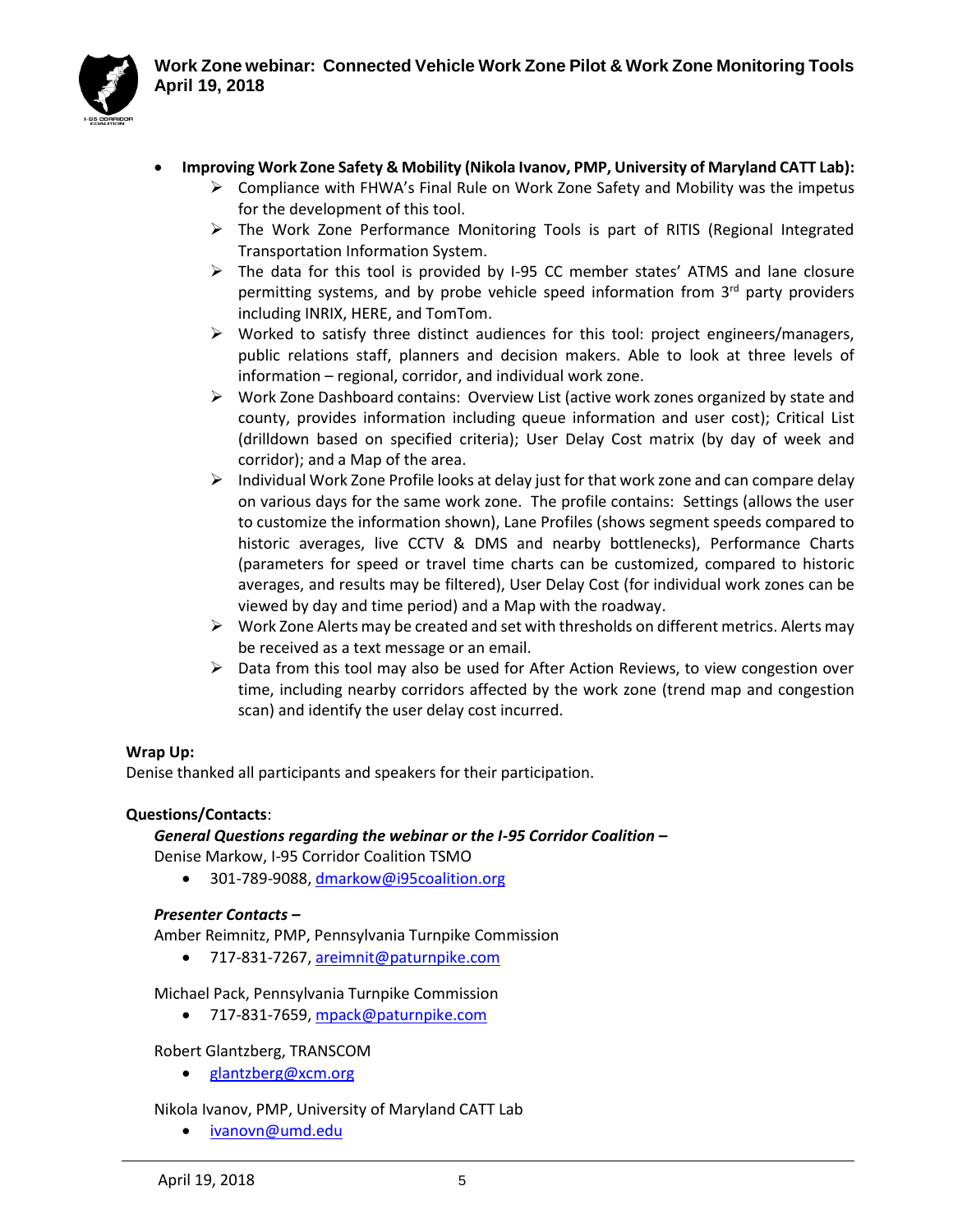- **Improving Work Zone Safety & Mobility (Nikola Ivanov, PMP, University of Maryland CATT Lab):**
  - ➢ Compliance with FHWA's Final Rule on Work Zone Safety and Mobility was the impetus for the development of this tool.
  - ➢ The Work Zone Performance Monitoring Tools is part of RITIS (Regional Integrated Transportation Information System.
  - ➢ The data for this tool is provided by I-95 CC member states' ATMS and lane closure permitting systems, and by probe vehicle speed information from 3rd party providers including INRIX, HERE, and TomTom.
  - ➢ Worked to satisfy three distinct audiences for this tool: project engineers/managers, public relations staff, planners and decision makers. Able to look at three levels of information – regional, corridor, and individual work zone.
  - ➢ Work Zone Dashboard contains: Overview List (active work zones organized by state and county, provides information including queue information and user cost); Critical List (drilldown based on specified criteria); User Delay Cost matrix (by day of week and corridor); and a Map of the area.
  - ➢ Individual Work Zone Profile looks at delay just for that work zone and can compare delay on various days for the same work zone. The profile contains: Settings (allows the user to customize the information shown), Lane Profiles (shows segment speeds compared to historic averages, live CCTV & DMS and nearby bottlenecks), Performance Charts (parameters for speed or travel time charts can be customized, compared to historic averages, and results may be filtered), User Delay Cost (for individual work zones can be viewed by day and time period) and a Map with the roadway.
  - ➢ Work Zone Alerts may be created and set with thresholds on different metrics. Alerts may be received as a text message or an email.
  - ➢ Data from this tool may also be used for After Action Reviews, to view congestion over time, including nearby corridors affected by the work zone (trend map and congestion scan) and identify the user delay cost incurred.

**Wrap Up:**

Denise thanked all participants and speakers for their participation.

**Questions/Contacts**:

***General Questions regarding the webinar or the I-95 Corridor Coalition –***

Denise Markow, I-95 Corridor Coalition TSMO

- 301-789-9088, dmarkow@i95coalition.org

***Presenter Contacts –***

Amber Reimnitz, PMP, Pennsylvania Turnpike Commission

- 717-831-7267, areimnit@paturnpike.com

Michael Pack, Pennsylvania Turnpike Commission

- 717-831-7659, mpack@paturnpike.com

Robert Glantzberg, TRANSCOM

- glantzberg@xcm.org

Nikola Ivanov, PMP, University of Maryland CATT Lab

- ivanovn@umd.edu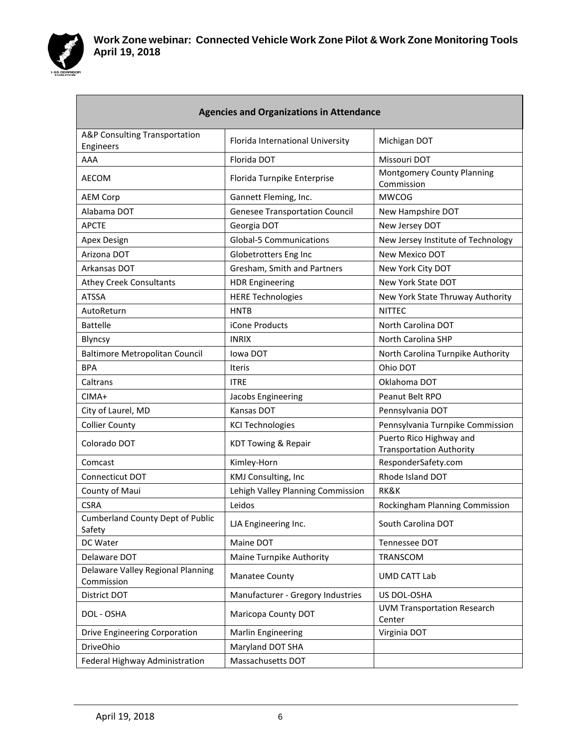| Agencies and Organizations in Attendance | | |
|---|---|---|
| A&P Consulting Transportation Engineers | Florida International University | Michigan DOT |
| AAA | Florida DOT | Missouri DOT |
| AECOM | Florida Turnpike Enterprise | Montgomery County Planning Commission |
| AEM Corp | Gannett Fleming, Inc. | MWCOG |
| Alabama DOT | Genesee Transportation Council | New Hampshire DOT |
| APCTE | Georgia DOT | New Jersey DOT |
| Apex Design | Global-5 Communications | New Jersey Institute of Technology |
| Arizona DOT | Globetrotters Eng Inc | New Mexico DOT |
| Arkansas DOT | Gresham, Smith and Partners | New York City DOT |
| Athey Creek Consultants | HDR Engineering | New York State DOT |
| ATSSA | HERE Technologies | New York State Thruway Authority |
| AutoReturn | HNTB | NITTEC |
| Battelle | iCone Products | North Carolina DOT |
| Blyncsy | INRIX | North Carolina SHP |
| Baltimore Metropolitan Council | Iowa DOT | North Carolina Turnpike Authority |
| BPA | Iteris | Ohio DOT |
| Caltrans | ITRE | Oklahoma DOT |
| CIMA+ | Jacobs Engineering | Peanut Belt RPO |
| City of Laurel, MD | Kansas DOT | Pennsylvania DOT |
| Collier County | KCI Technologies | Pennsylvania Turnpike Commission |
| Colorado DOT | KDT Towing & Repair | Puerto Rico Highway and Transportation Authority |
| Comcast | Kimley-Horn | ResponderSafety.com |
| Connecticut DOT | KMJ Consulting, Inc | Rhode Island DOT |
| County of Maui | Lehigh Valley Planning Commission | RK&K |
| CSRA | Leidos | Rockingham Planning Commission |
| Cumberland County Dept of Public Safety | LJA Engineering Inc. | South Carolina DOT |
| DC Water | Maine DOT | Tennessee DOT |
| Delaware DOT | Maine Turnpike Authority | TRANSCOM |
| Delaware Valley Regional Planning Commission | Manatee County | UMD CATT Lab |
| District DOT | Manufacturer - Gregory Industries | US DOL-OSHA |
| DOL - OSHA | Maricopa County DOT | UVM Transportation Research Center |
| Drive Engineering Corporation | Marlin Engineering | Virginia DOT |
| DriveOhio | Maryland DOT SHA | |
| Federal Highway Administration | Massachusetts DOT | |